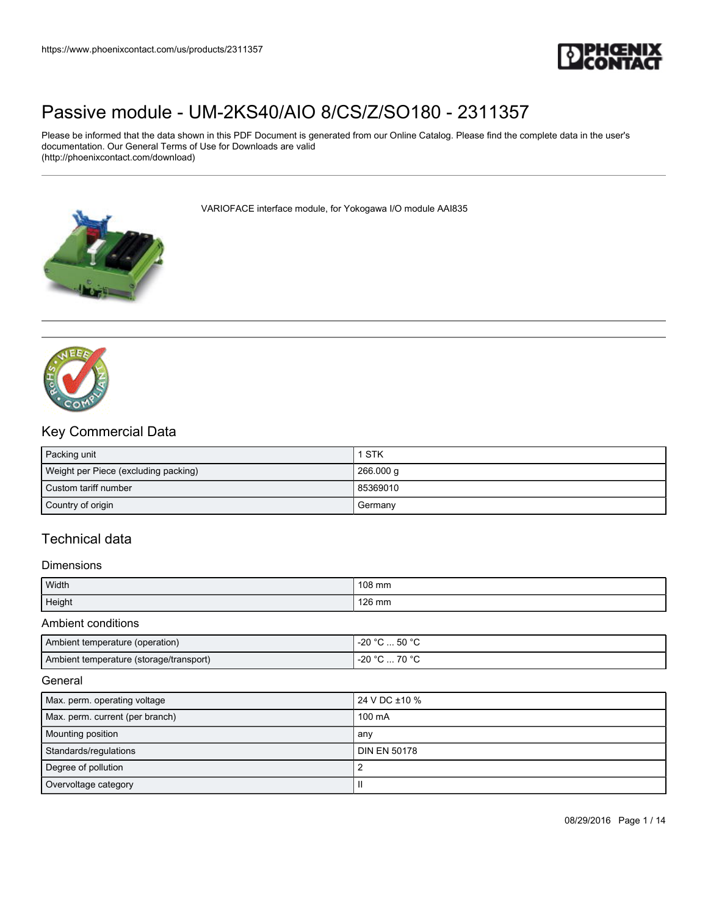# Passive module - UM-2KS40/AIO 8/CS/Z/SO180 - 2311357

Please be informed that the data shown in this PDF Document is generated from our Online Catalog. Please find the complete data in the user's documentation. Our General Terms of Use for Downloads are valid (http://phoenixcontact.com/download)

VARIOFACE interface module, for Yokogawa I/O module AAI835

## Key Commercial Data

| | |
|---|---|
| Packing unit | 1 STK |
| Weight per Piece (excluding packing) | 266.000 g |
| Custom tariff number | 85369010 |
| Country of origin | Germany |

## Technical data

### Dimensions

| | |
|---|---|
| Width | 108 mm |
| Height | 126 mm |

### Ambient conditions

| | |
|---|---|
| Ambient temperature (operation) | -20 °C ... 50 °C |
| Ambient temperature (storage/transport) | -20 °C ... 70 °C |

### General

| | |
|---|---|
| Max. perm. operating voltage | 24 V DC ±10 % |
| Max. perm. current (per branch) | 100 mA |
| Mounting position | any |
| Standards/regulations | DIN EN 50178 |
| Degree of pollution | 2 |
| Overvoltage category | II |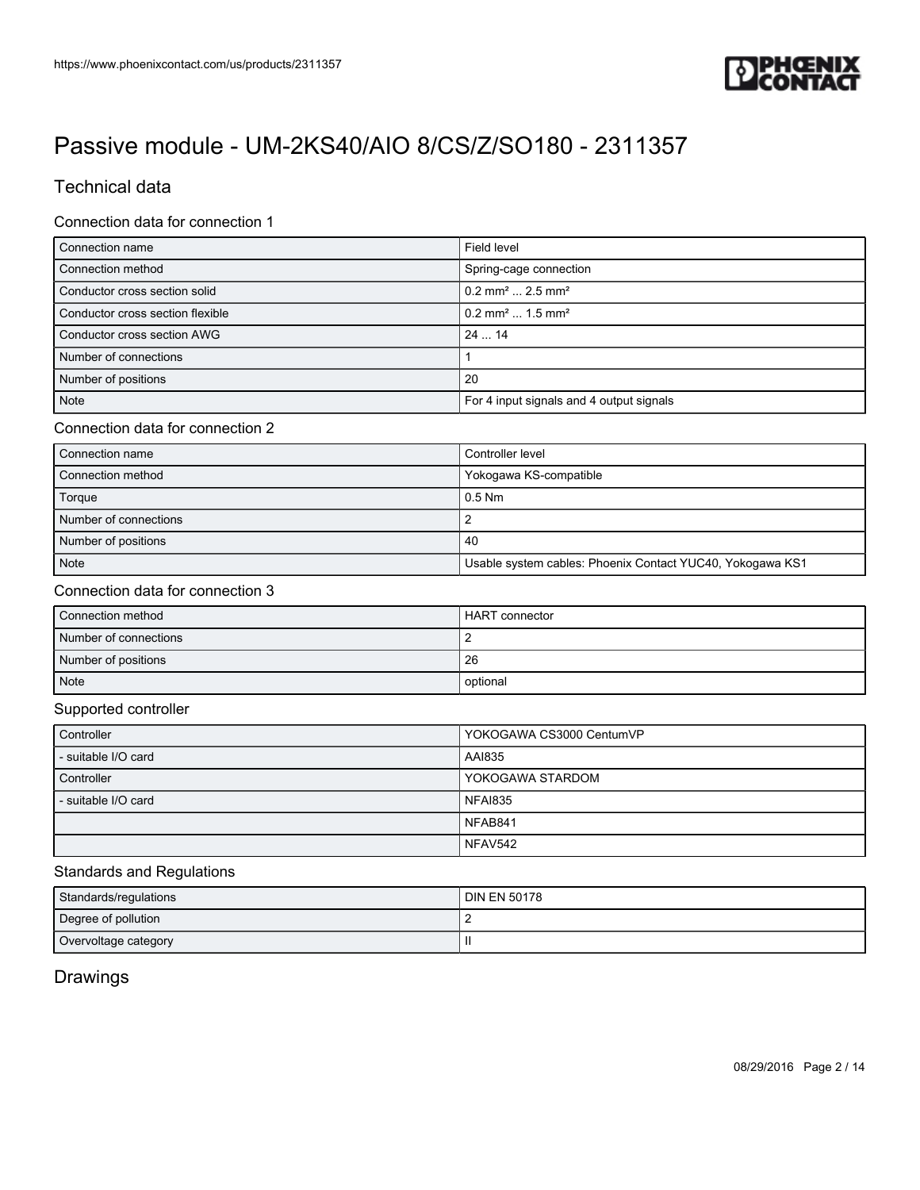# Passive module - UM-2KS40/AIO 8/CS/Z/SO180 - 2311357

## Technical data

### Connection data for connection 1

| | |
|---|---|
| Connection name | Field level |
| Connection method | Spring-cage connection |
| Conductor cross section solid | 0.2 mm² ... 2.5 mm² |
| Conductor cross section flexible | 0.2 mm² ... 1.5 mm² |
| Conductor cross section AWG | 24 ... 14 |
| Number of connections | 1 |
| Number of positions | 20 |
| Note | For 4 input signals and 4 output signals |

### Connection data for connection 2

| | |
|---|---|
| Connection name | Controller level |
| Connection method | Yokogawa KS-compatible |
| Torque | 0.5 Nm |
| Number of connections | 2 |
| Number of positions | 40 |
| Note | Usable system cables: Phoenix Contact YUC40, Yokogawa KS1 |

### Connection data for connection 3

| | |
|---|---|
| Connection method | HART connector |
| Number of connections | 2 |
| Number of positions | 26 |
| Note | optional |

### Supported controller

| | |
|---|---|
| Controller | YOKOGAWA CS3000 CentumVP |
| - suitable I/O card | AAI835 |
| Controller | YOKOGAWA STARDOM |
| - suitable I/O card | NFAI835 |
| | NFAB841 |
| | NFAV542 |

### Standards and Regulations

| | |
|---|---|
| Standards/regulations | DIN EN 50178 |
| Degree of pollution | 2 |
| Overvoltage category | II |

## Drawings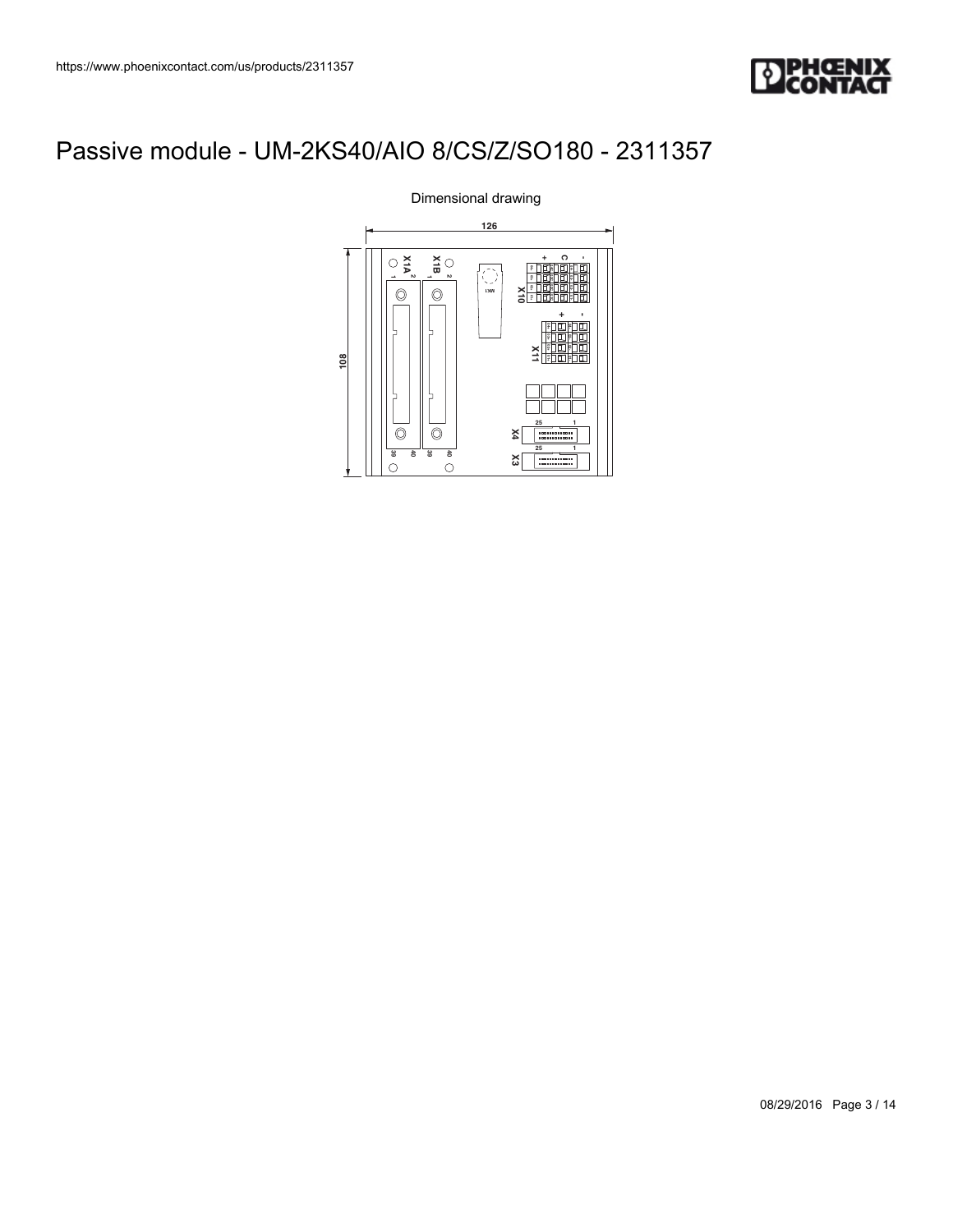# Passive module - UM-2KS40/AIO 8/CS/Z/SO180 - 2311357

Dimensional drawing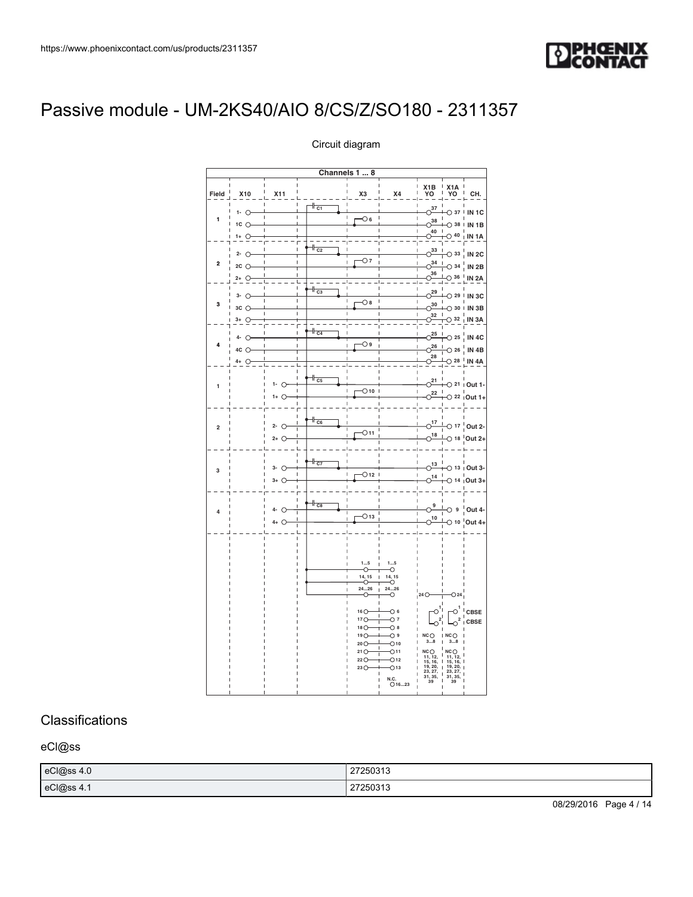# Passive module - UM-2KS40/AIO 8/CS/Z/SO180 - 2311357

Circuit diagram

## Classifications

### eCl@ss

| eCl@ss 4.0 | 27250313 |
|---|---|
| eCl@ss 4.1 | 27250313 |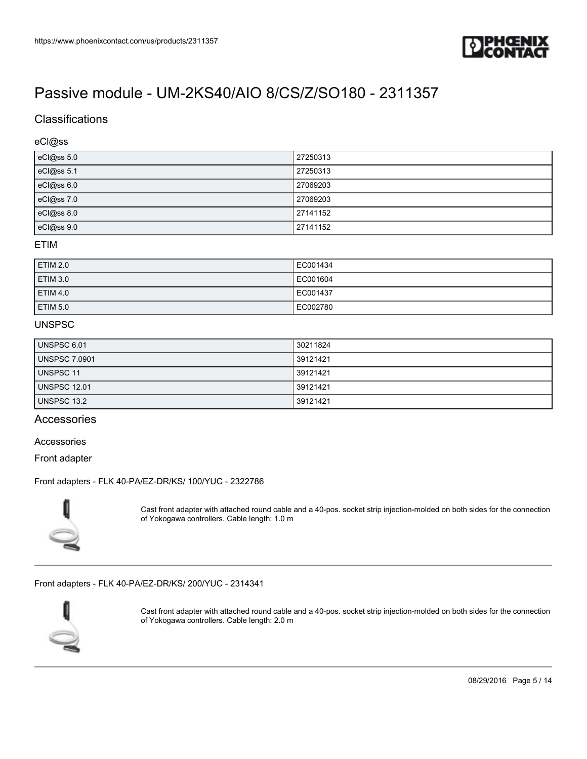# Passive module - UM-2KS40/AIO 8/CS/Z/SO180 - 2311357

## Classifications

### eCl@ss

| | |
|---|---|
| eCl@ss 5.0 | 27250313 |
| eCl@ss 5.1 | 27250313 |
| eCl@ss 6.0 | 27069203 |
| eCl@ss 7.0 | 27069203 |
| eCl@ss 8.0 | 27141152 |
| eCl@ss 9.0 | 27141152 |

### ETIM

| | |
|---|---|
| ETIM 2.0 | EC001434 |
| ETIM 3.0 | EC001604 |
| ETIM 4.0 | EC001437 |
| ETIM 5.0 | EC002780 |

### UNSPSC

| | |
|---|---|
| UNSPSC 6.01 | 30211824 |
| UNSPSC 7.0901 | 39121421 |
| UNSPSC 11 | 39121421 |
| UNSPSC 12.01 | 39121421 |
| UNSPSC 13.2 | 39121421 |

## Accessories

Accessories

Front adapter

Front adapters - FLK 40-PA/EZ-DR/KS/ 100/YUC - 2322786

Cast front adapter with attached round cable and a 40-pos. socket strip injection-molded on both sides for the connection of Yokogawa controllers. Cable length: 1.0 m

---

Front adapters - FLK 40-PA/EZ-DR/KS/ 200/YUC - 2314341

Cast front adapter with attached round cable and a 40-pos. socket strip injection-molded on both sides for the connection of Yokogawa controllers. Cable length: 2.0 m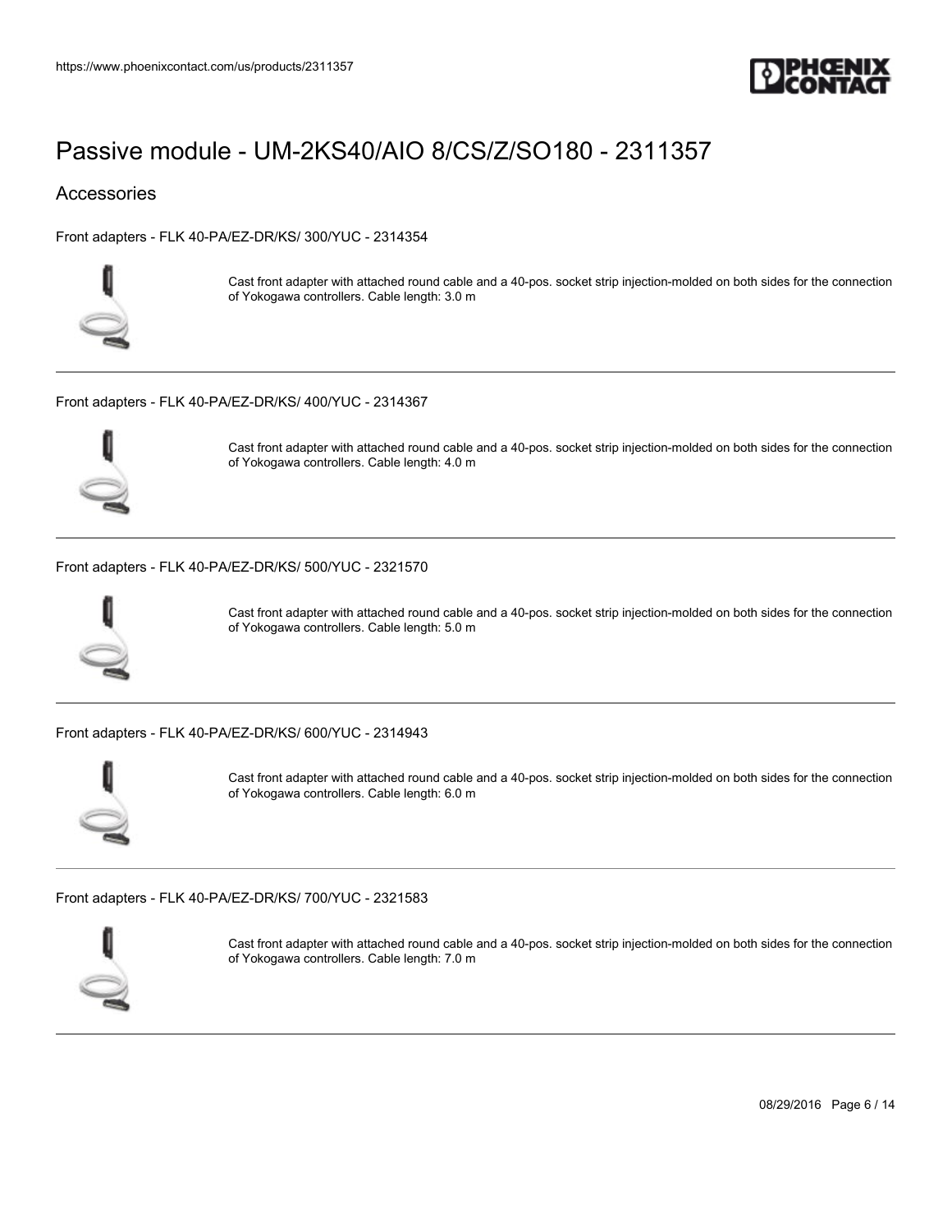# Passive module - UM-2KS40/AIO 8/CS/Z/SO180 - 2311357

## Accessories

Front adapters - FLK 40-PA/EZ-DR/KS/ 300/YUC - 2314354

Cast front adapter with attached round cable and a 40-pos. socket strip injection-molded on both sides for the connection of Yokogawa controllers. Cable length: 3.0 m

---

Front adapters - FLK 40-PA/EZ-DR/KS/ 400/YUC - 2314367

Cast front adapter with attached round cable and a 40-pos. socket strip injection-molded on both sides for the connection of Yokogawa controllers. Cable length: 4.0 m

---

Front adapters - FLK 40-PA/EZ-DR/KS/ 500/YUC - 2321570

Cast front adapter with attached round cable and a 40-pos. socket strip injection-molded on both sides for the connection of Yokogawa controllers. Cable length: 5.0 m

---

Front adapters - FLK 40-PA/EZ-DR/KS/ 600/YUC - 2314943

Cast front adapter with attached round cable and a 40-pos. socket strip injection-molded on both sides for the connection of Yokogawa controllers. Cable length: 6.0 m

---

Front adapters - FLK 40-PA/EZ-DR/KS/ 700/YUC - 2321583

Cast front adapter with attached round cable and a 40-pos. socket strip injection-molded on both sides for the connection of Yokogawa controllers. Cable length: 7.0 m

---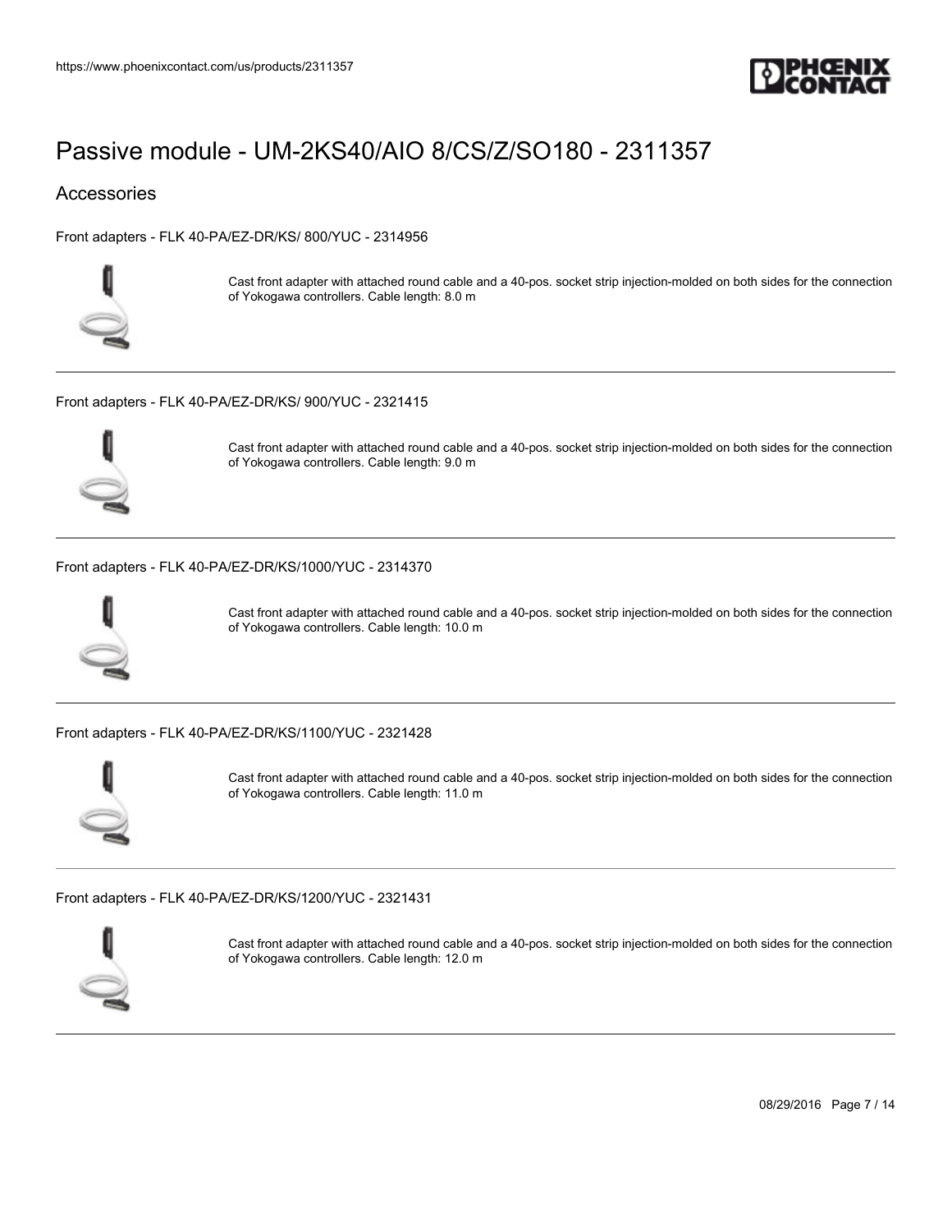# Passive module - UM-2KS40/AIO 8/CS/Z/SO180 - 2311357

## Accessories

Front adapters - FLK 40-PA/EZ-DR/KS/ 800/YUC - 2314956

Cast front adapter with attached round cable and a 40-pos. socket strip injection-molded on both sides for the connection of Yokogawa controllers. Cable length: 8.0 m

---

Front adapters - FLK 40-PA/EZ-DR/KS/ 900/YUC - 2321415

Cast front adapter with attached round cable and a 40-pos. socket strip injection-molded on both sides for the connection of Yokogawa controllers. Cable length: 9.0 m

---

Front adapters - FLK 40-PA/EZ-DR/KS/1000/YUC - 2314370

Cast front adapter with attached round cable and a 40-pos. socket strip injection-molded on both sides for the connection of Yokogawa controllers. Cable length: 10.0 m

---

Front adapters - FLK 40-PA/EZ-DR/KS/1100/YUC - 2321428

Cast front adapter with attached round cable and a 40-pos. socket strip injection-molded on both sides for the connection of Yokogawa controllers. Cable length: 11.0 m

---

Front adapters - FLK 40-PA/EZ-DR/KS/1200/YUC - 2321431

Cast front adapter with attached round cable and a 40-pos. socket strip injection-molded on both sides for the connection of Yokogawa controllers. Cable length: 12.0 m

---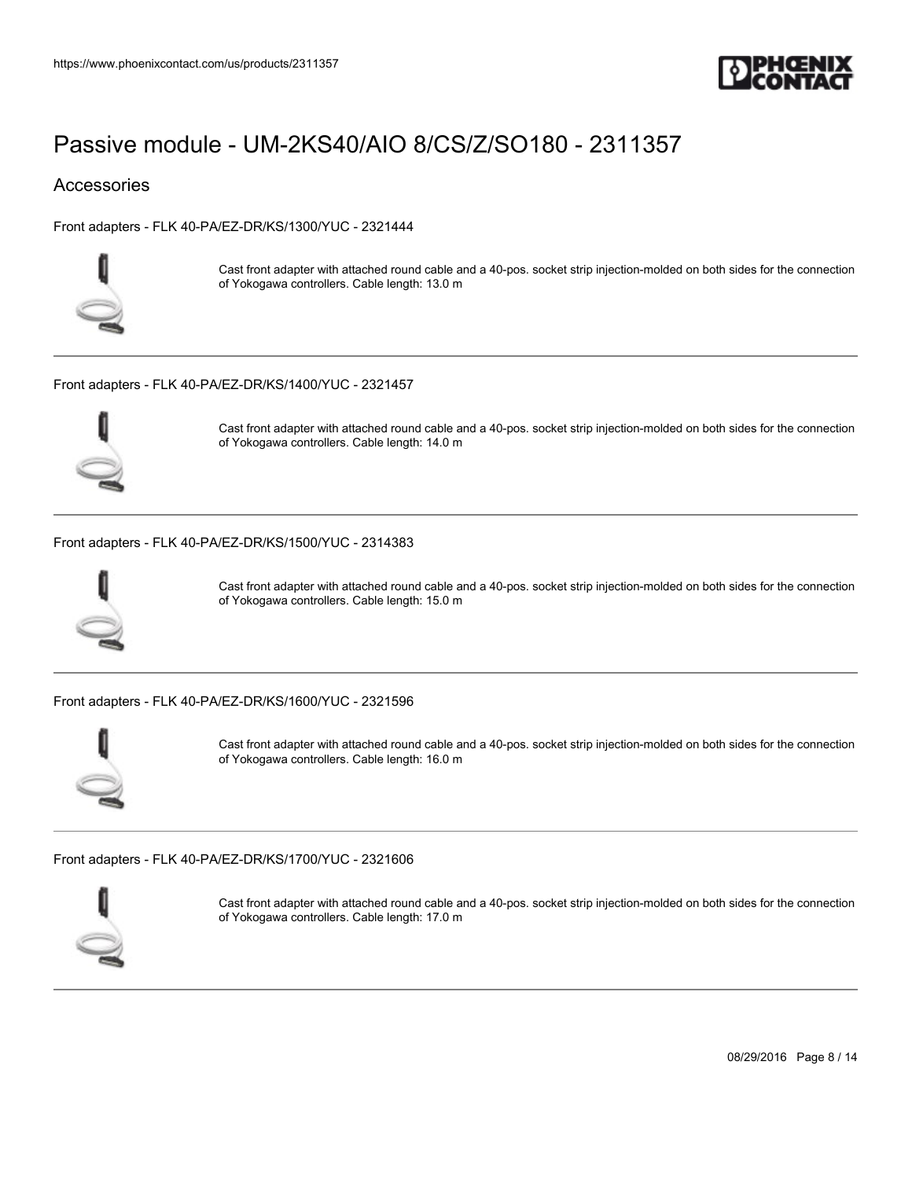# Passive module - UM-2KS40/AIO 8/CS/Z/SO180 - 2311357

## Accessories

Front adapters - FLK 40-PA/EZ-DR/KS/1300/YUC - 2321444

Cast front adapter with attached round cable and a 40-pos. socket strip injection-molded on both sides for the connection of Yokogawa controllers. Cable length: 13.0 m

---

Front adapters - FLK 40-PA/EZ-DR/KS/1400/YUC - 2321457

Cast front adapter with attached round cable and a 40-pos. socket strip injection-molded on both sides for the connection of Yokogawa controllers. Cable length: 14.0 m

---

Front adapters - FLK 40-PA/EZ-DR/KS/1500/YUC - 2314383

Cast front adapter with attached round cable and a 40-pos. socket strip injection-molded on both sides for the connection of Yokogawa controllers. Cable length: 15.0 m

---

Front adapters - FLK 40-PA/EZ-DR/KS/1600/YUC - 2321596

Cast front adapter with attached round cable and a 40-pos. socket strip injection-molded on both sides for the connection of Yokogawa controllers. Cable length: 16.0 m

---

Front adapters - FLK 40-PA/EZ-DR/KS/1700/YUC - 2321606

Cast front adapter with attached round cable and a 40-pos. socket strip injection-molded on both sides for the connection of Yokogawa controllers. Cable length: 17.0 m

---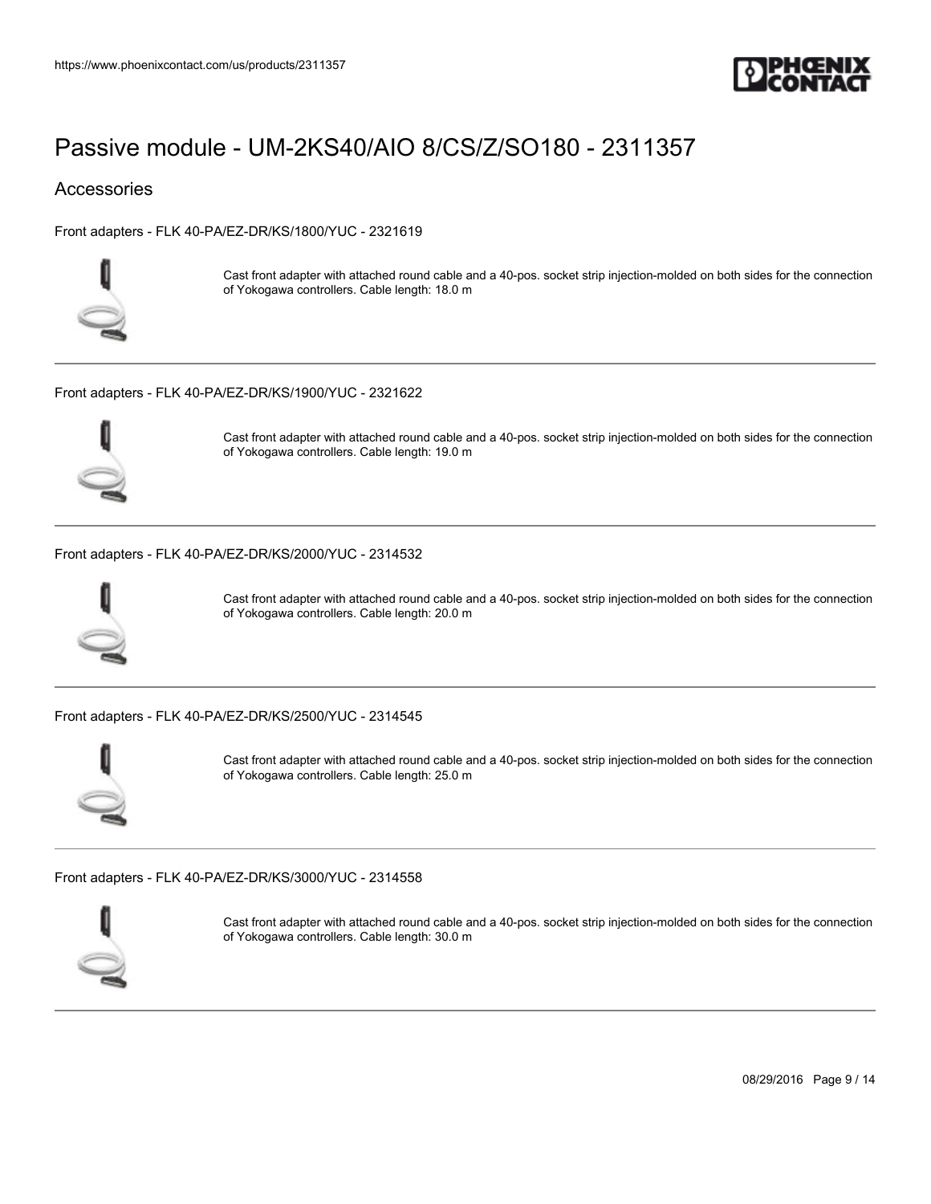# Passive module - UM-2KS40/AIO 8/CS/Z/SO180 - 2311357

## Accessories

Front adapters - FLK 40-PA/EZ-DR/KS/1800/YUC - 2321619

Cast front adapter with attached round cable and a 40-pos. socket strip injection-molded on both sides for the connection of Yokogawa controllers. Cable length: 18.0 m

---

Front adapters - FLK 40-PA/EZ-DR/KS/1900/YUC - 2321622

Cast front adapter with attached round cable and a 40-pos. socket strip injection-molded on both sides for the connection of Yokogawa controllers. Cable length: 19.0 m

---

Front adapters - FLK 40-PA/EZ-DR/KS/2000/YUC - 2314532

Cast front adapter with attached round cable and a 40-pos. socket strip injection-molded on both sides for the connection of Yokogawa controllers. Cable length: 20.0 m

---

Front adapters - FLK 40-PA/EZ-DR/KS/2500/YUC - 2314545

Cast front adapter with attached round cable and a 40-pos. socket strip injection-molded on both sides for the connection of Yokogawa controllers. Cable length: 25.0 m

---

Front adapters - FLK 40-PA/EZ-DR/KS/3000/YUC - 2314558

Cast front adapter with attached round cable and a 40-pos. socket strip injection-molded on both sides for the connection of Yokogawa controllers. Cable length: 30.0 m

---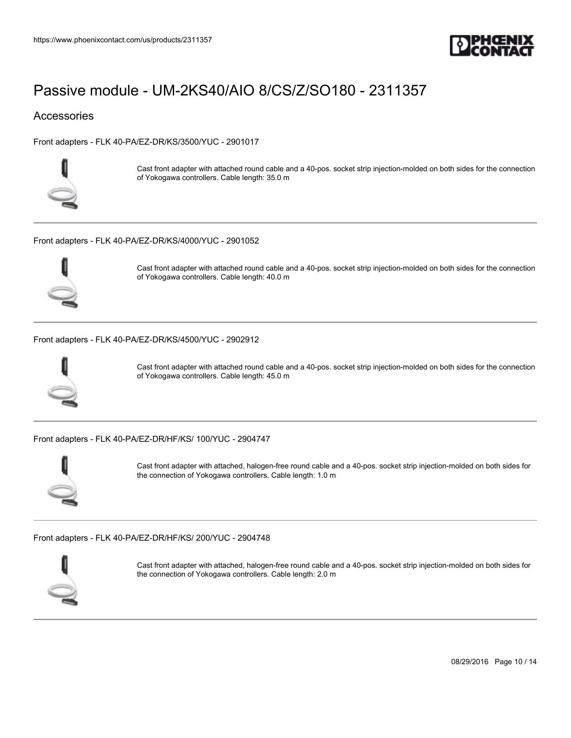# Passive module - UM-2KS40/AIO 8/CS/Z/SO180 - 2311357

## Accessories

Front adapters - FLK 40-PA/EZ-DR/KS/3500/YUC - 2901017

Cast front adapter with attached round cable and a 40-pos. socket strip injection-molded on both sides for the connection of Yokogawa controllers. Cable length: 35.0 m

---

Front adapters - FLK 40-PA/EZ-DR/KS/4000/YUC - 2901052

Cast front adapter with attached round cable and a 40-pos. socket strip injection-molded on both sides for the connection of Yokogawa controllers. Cable length: 40.0 m

---

Front adapters - FLK 40-PA/EZ-DR/KS/4500/YUC - 2902912

Cast front adapter with attached round cable and a 40-pos. socket strip injection-molded on both sides for the connection of Yokogawa controllers. Cable length: 45.0 m

---

Front adapters - FLK 40-PA/EZ-DR/HF/KS/ 100/YUC - 2904747

Cast front adapter with attached, halogen-free round cable and a 40-pos. socket strip injection-molded on both sides for the connection of Yokogawa controllers. Cable length: 1.0 m

---

Front adapters - FLK 40-PA/EZ-DR/HF/KS/ 200/YUC - 2904748

Cast front adapter with attached, halogen-free round cable and a 40-pos. socket strip injection-molded on both sides for the connection of Yokogawa controllers. Cable length: 2.0 m

---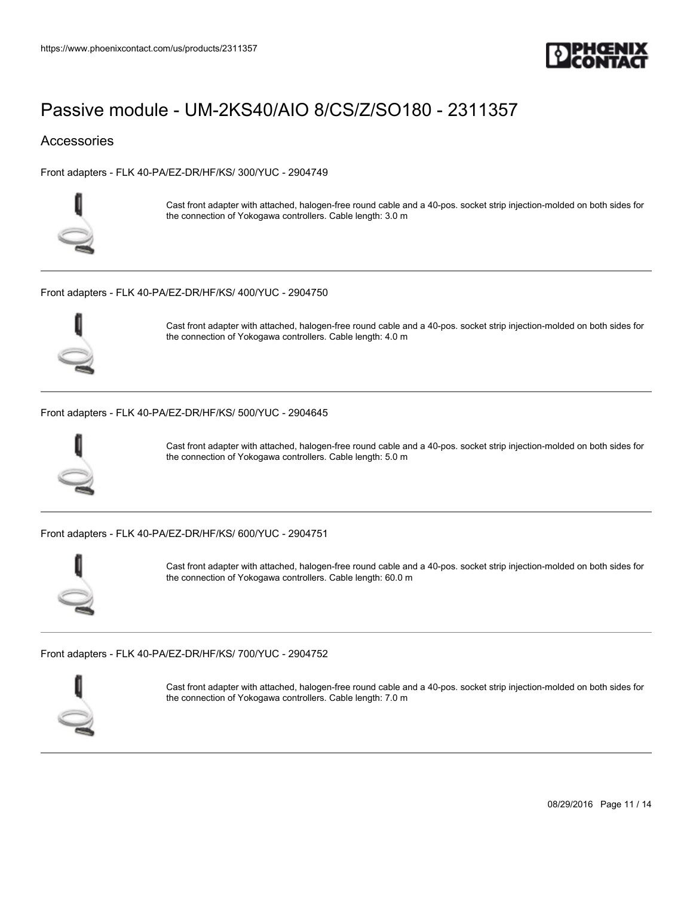# Passive module - UM-2KS40/AIO 8/CS/Z/SO180 - 2311357

## Accessories

Front adapters - FLK 40-PA/EZ-DR/HF/KS/ 300/YUC - 2904749

Cast front adapter with attached, halogen-free round cable and a 40-pos. socket strip injection-molded on both sides for the connection of Yokogawa controllers. Cable length: 3.0 m

---

Front adapters - FLK 40-PA/EZ-DR/HF/KS/ 400/YUC - 2904750

Cast front adapter with attached, halogen-free round cable and a 40-pos. socket strip injection-molded on both sides for the connection of Yokogawa controllers. Cable length: 4.0 m

---

Front adapters - FLK 40-PA/EZ-DR/HF/KS/ 500/YUC - 2904645

Cast front adapter with attached, halogen-free round cable and a 40-pos. socket strip injection-molded on both sides for the connection of Yokogawa controllers. Cable length: 5.0 m

---

Front adapters - FLK 40-PA/EZ-DR/HF/KS/ 600/YUC - 2904751

Cast front adapter with attached, halogen-free round cable and a 40-pos. socket strip injection-molded on both sides for the connection of Yokogawa controllers. Cable length: 60.0 m

---

Front adapters - FLK 40-PA/EZ-DR/HF/KS/ 700/YUC - 2904752

Cast front adapter with attached, halogen-free round cable and a 40-pos. socket strip injection-molded on both sides for the connection of Yokogawa controllers. Cable length: 7.0 m

---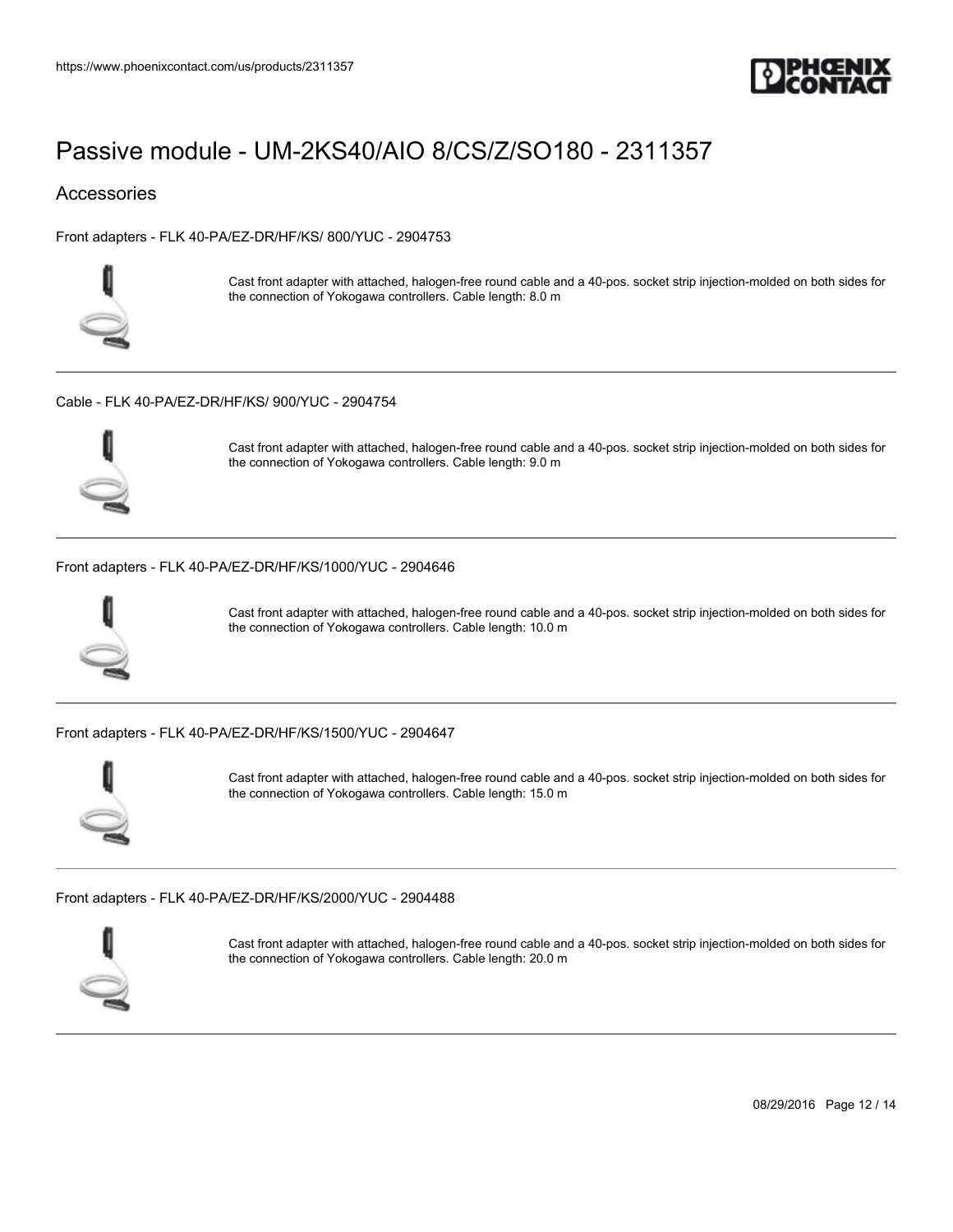# Passive module - UM-2KS40/AIO 8/CS/Z/SO180 - 2311357

## Accessories

Front adapters - FLK 40-PA/EZ-DR/HF/KS/ 800/YUC - 2904753

Cast front adapter with attached, halogen-free round cable and a 40-pos. socket strip injection-molded on both sides for the connection of Yokogawa controllers. Cable length: 8.0 m

---

Cable - FLK 40-PA/EZ-DR/HF/KS/ 900/YUC - 2904754

Cast front adapter with attached, halogen-free round cable and a 40-pos. socket strip injection-molded on both sides for the connection of Yokogawa controllers. Cable length: 9.0 m

---

Front adapters - FLK 40-PA/EZ-DR/HF/KS/1000/YUC - 2904646

Cast front adapter with attached, halogen-free round cable and a 40-pos. socket strip injection-molded on both sides for the connection of Yokogawa controllers. Cable length: 10.0 m

---

Front adapters - FLK 40-PA/EZ-DR/HF/KS/1500/YUC - 2904647

Cast front adapter with attached, halogen-free round cable and a 40-pos. socket strip injection-molded on both sides for the connection of Yokogawa controllers. Cable length: 15.0 m

---

Front adapters - FLK 40-PA/EZ-DR/HF/KS/2000/YUC - 2904488

Cast front adapter with attached, halogen-free round cable and a 40-pos. socket strip injection-molded on both sides for the connection of Yokogawa controllers. Cable length: 20.0 m

---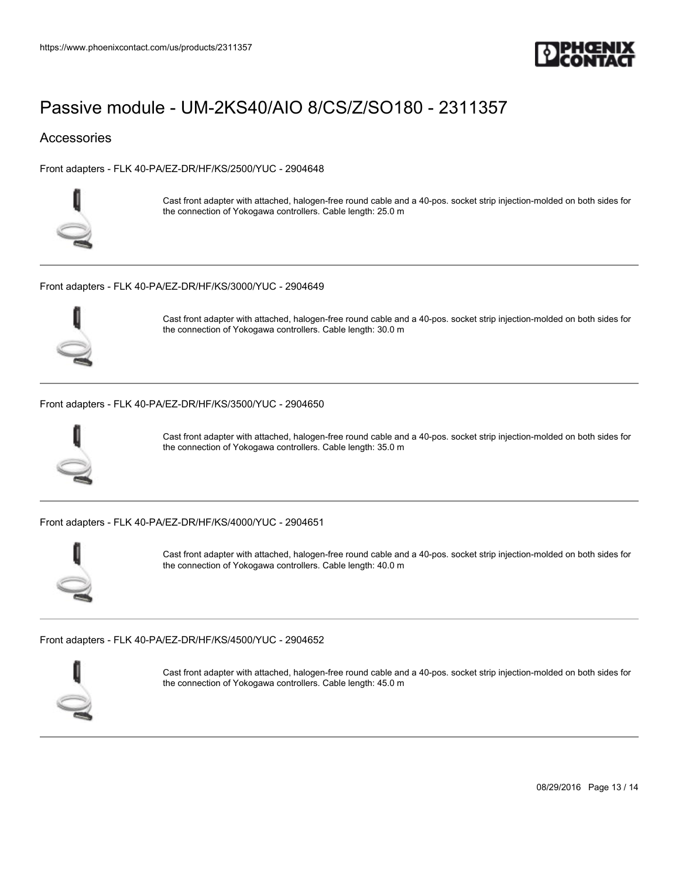# Passive module - UM-2KS40/AIO 8/CS/Z/SO180 - 2311357

## Accessories

Front adapters - FLK 40-PA/EZ-DR/HF/KS/2500/YUC - 2904648

Cast front adapter with attached, halogen-free round cable and a 40-pos. socket strip injection-molded on both sides for the connection of Yokogawa controllers. Cable length: 25.0 m

---

Front adapters - FLK 40-PA/EZ-DR/HF/KS/3000/YUC - 2904649

Cast front adapter with attached, halogen-free round cable and a 40-pos. socket strip injection-molded on both sides for the connection of Yokogawa controllers. Cable length: 30.0 m

---

Front adapters - FLK 40-PA/EZ-DR/HF/KS/3500/YUC - 2904650

Cast front adapter with attached, halogen-free round cable and a 40-pos. socket strip injection-molded on both sides for the connection of Yokogawa controllers. Cable length: 35.0 m

---

Front adapters - FLK 40-PA/EZ-DR/HF/KS/4000/YUC - 2904651

Cast front adapter with attached, halogen-free round cable and a 40-pos. socket strip injection-molded on both sides for the connection of Yokogawa controllers. Cable length: 40.0 m

---

Front adapters - FLK 40-PA/EZ-DR/HF/KS/4500/YUC - 2904652

Cast front adapter with attached, halogen-free round cable and a 40-pos. socket strip injection-molded on both sides for the connection of Yokogawa controllers. Cable length: 45.0 m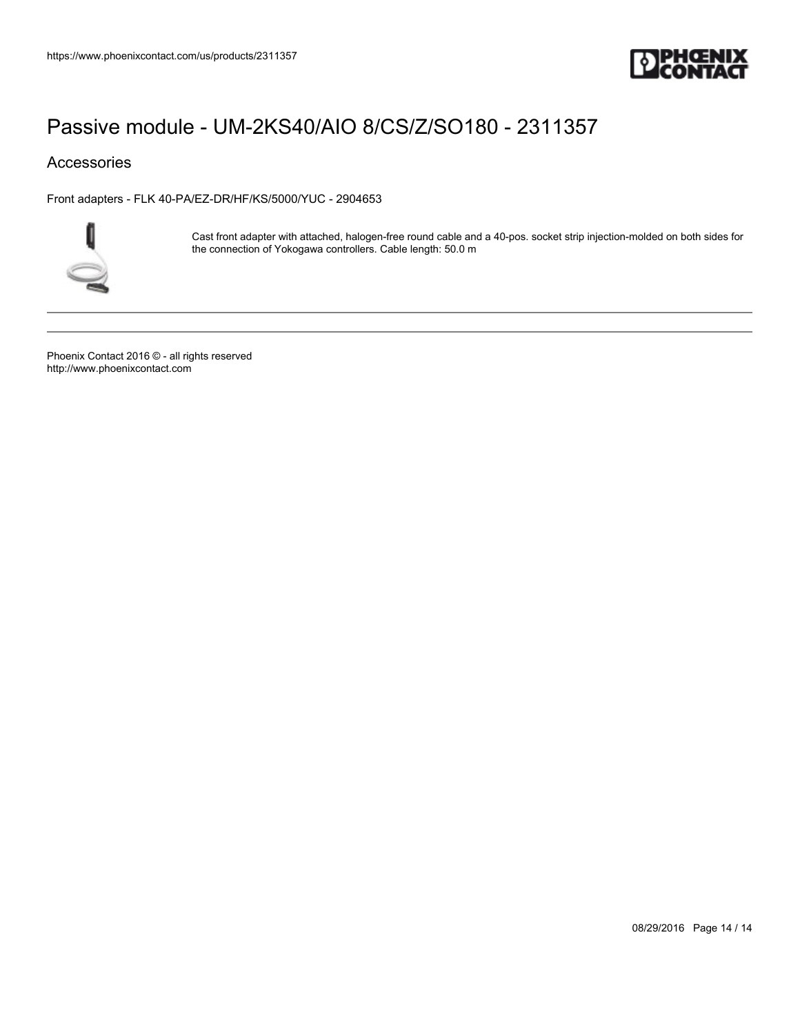# Passive module - UM-2KS40/AIO 8/CS/Z/SO180 - 2311357

## Accessories

Front adapters - FLK 40-PA/EZ-DR/HF/KS/5000/YUC - 2904653

Cast front adapter with attached, halogen-free round cable and a 40-pos. socket strip injection-molded on both sides for the connection of Yokogawa controllers. Cable length: 50.0 m

---

Phoenix Contact 2016 © - all rights reserved
http://www.phoenixcontact.com